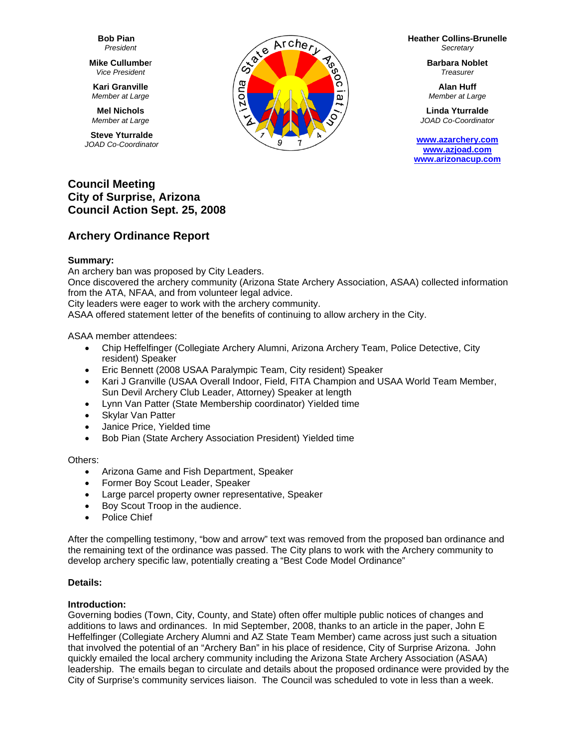**Bob Pian**
*President*

**Mike Cullumber**
*Vice President*

**Kari Granville**
*Member at Large*

**Mel Nichols**
*Member at Large*

**Steve Yturralde**
*JOAD Co-Coordinator*

Arizona State Archery Association 1974

**Heather Collins-Brunelle**
*Secretary*

**Barbara Noblet**
*Treasurer*

**Alan Huff**
*Member at Large*

**Linda Yturralde**
*JOAD Co-Coordinator*

www.azarchery.com
www.azjoad.com
www.arizonacup.com

## Council Meeting
## City of Surprise, Arizona
## Council Action Sept. 25, 2008

## Archery Ordinance Report

**Summary:**

An archery ban was proposed by City Leaders.
Once discovered the archery community (Arizona State Archery Association, ASAA) collected information from the ATA, NFAA, and from volunteer legal advice.
City leaders were eager to work with the archery community.
ASAA offered statement letter of the benefits of continuing to allow archery in the City.

ASAA member attendees:

- Chip Heffelfinger (Collegiate Archery Alumni, Arizona Archery Team, Police Detective, City resident) Speaker
- Eric Bennett (2008 USAA Paralympic Team, City resident) Speaker
- Kari J Granville (USAA Overall Indoor, Field, FITA Champion and USAA World Team Member, Sun Devil Archery Club Leader, Attorney) Speaker at length
- Lynn Van Patter (State Membership coordinator) Yielded time
- Skylar Van Patter
- Janice Price, Yielded time
- Bob Pian (State Archery Association President) Yielded time

Others:

- Arizona Game and Fish Department, Speaker
- Former Boy Scout Leader, Speaker
- Large parcel property owner representative, Speaker
- Boy Scout Troop in the audience.
- Police Chief

After the compelling testimony, "bow and arrow" text was removed from the proposed ban ordinance and the remaining text of the ordinance was passed. The City plans to work with the Archery community to develop archery specific law, potentially creating a "Best Code Model Ordinance"

**Details:**

**Introduction:**

Governing bodies (Town, City, County, and State) often offer multiple public notices of changes and additions to laws and ordinances. In mid September, 2008, thanks to an article in the paper, John E Heffelfinger (Collegiate Archery Alumni and AZ State Team Member) came across just such a situation that involved the potential of an "Archery Ban" in his place of residence, City of Surprise Arizona. John quickly emailed the local archery community including the Arizona State Archery Association (ASAA) leadership. The emails began to circulate and details about the proposed ordinance were provided by the City of Surprise's community services liaison. The Council was scheduled to vote in less than a week.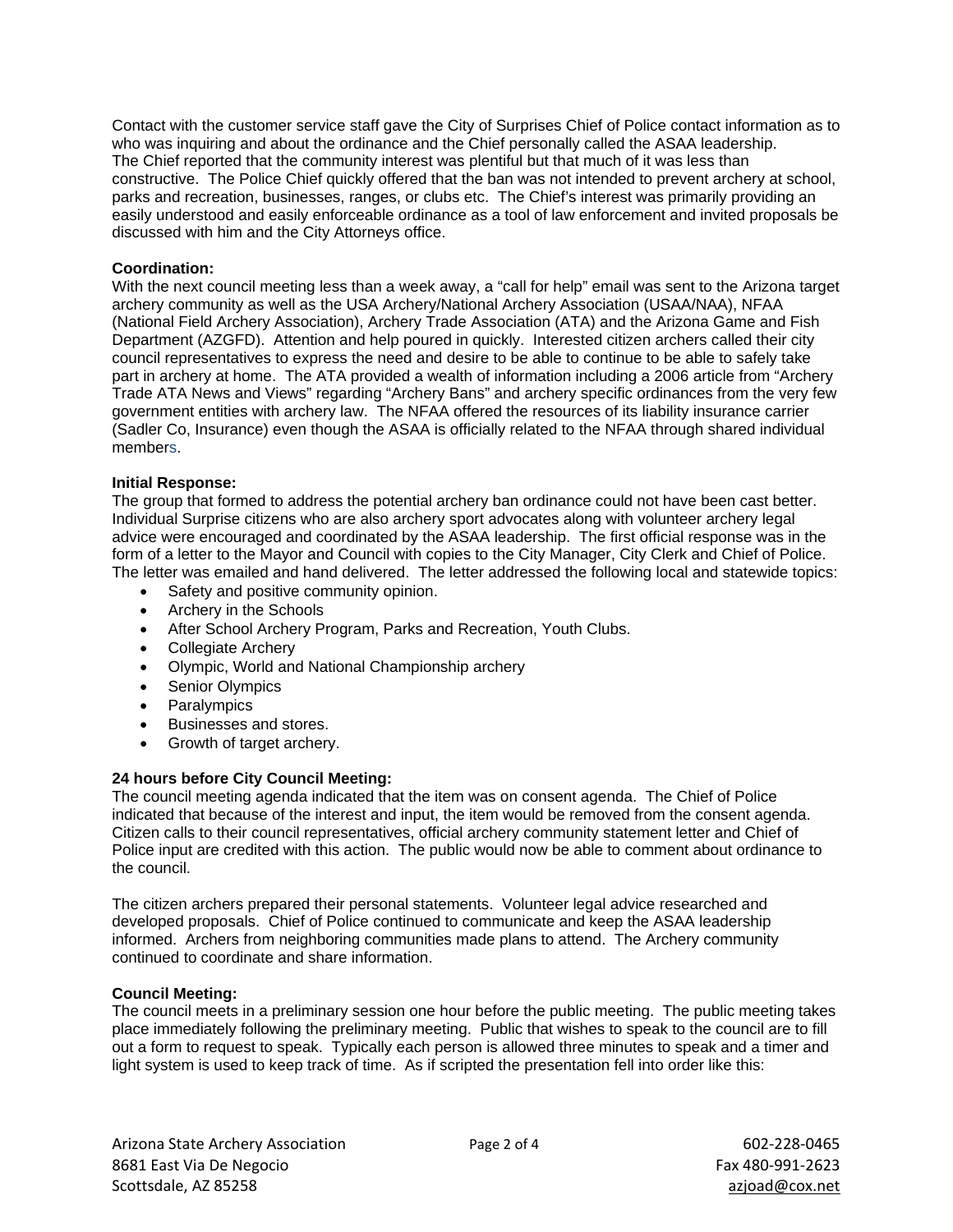Contact with the customer service staff gave the City of Surprises Chief of Police contact information as to who was inquiring and about the ordinance and the Chief personally called the ASAA leadership. The Chief reported that the community interest was plentiful but that much of it was less than constructive. The Police Chief quickly offered that the ban was not intended to prevent archery at school, parks and recreation, businesses, ranges, or clubs etc. The Chief's interest was primarily providing an easily understood and easily enforceable ordinance as a tool of law enforcement and invited proposals be discussed with him and the City Attorneys office.

**Coordination:**
With the next council meeting less than a week away, a "call for help" email was sent to the Arizona target archery community as well as the USA Archery/National Archery Association (USAA/NAA), NFAA (National Field Archery Association), Archery Trade Association (ATA) and the Arizona Game and Fish Department (AZGFD). Attention and help poured in quickly. Interested citizen archers called their city council representatives to express the need and desire to be able to continue to be able to safely take part in archery at home. The ATA provided a wealth of information including a 2006 article from "Archery Trade ATA News and Views" regarding "Archery Bans" and archery specific ordinances from the very few government entities with archery law. The NFAA offered the resources of its liability insurance carrier (Sadler Co, Insurance) even though the ASAA is officially related to the NFAA through shared individual members.

**Initial Response:**
The group that formed to address the potential archery ban ordinance could not have been cast better. Individual Surprise citizens who are also archery sport advocates along with volunteer archery legal advice were encouraged and coordinated by the ASAA leadership. The first official response was in the form of a letter to the Mayor and Council with copies to the City Manager, City Clerk and Chief of Police. The letter was emailed and hand delivered. The letter addressed the following local and statewide topics:

- Safety and positive community opinion.
- Archery in the Schools
- After School Archery Program, Parks and Recreation, Youth Clubs.
- Collegiate Archery
- Olympic, World and National Championship archery
- Senior Olympics
- Paralympics
- Businesses and stores.
- Growth of target archery.

**24 hours before City Council Meeting:**
The council meeting agenda indicated that the item was on consent agenda. The Chief of Police indicated that because of the interest and input, the item would be removed from the consent agenda. Citizen calls to their council representatives, official archery community statement letter and Chief of Police input are credited with this action. The public would now be able to comment about ordinance to the council.

The citizen archers prepared their personal statements. Volunteer legal advice researched and developed proposals. Chief of Police continued to communicate and keep the ASAA leadership informed. Archers from neighboring communities made plans to attend. The Archery community continued to coordinate and share information.

**Council Meeting:**
The council meets in a preliminary session one hour before the public meeting. The public meeting takes place immediately following the preliminary meeting. Public that wishes to speak to the council are to fill out a form to request to speak. Typically each person is allowed three minutes to speak and a timer and light system is used to keep track of time. As if scripted the presentation fell into order like this: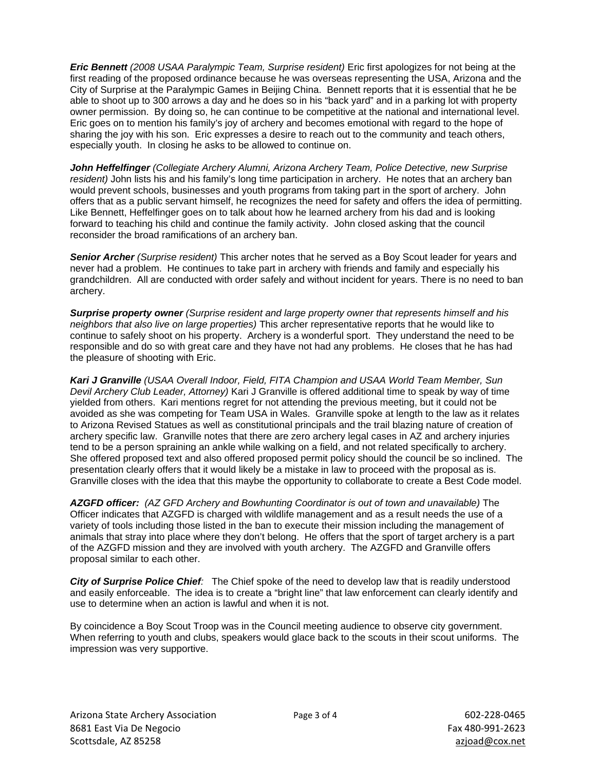***Eric Bennett*** *(2008 USAA Paralympic Team, Surprise resident)* Eric first apologizes for not being at the first reading of the proposed ordinance because he was overseas representing the USA, Arizona and the City of Surprise at the Paralympic Games in Beijing China. Bennett reports that it is essential that he be able to shoot up to 300 arrows a day and he does so in his "back yard" and in a parking lot with property owner permission. By doing so, he can continue to be competitive at the national and international level. Eric goes on to mention his family's joy of archery and becomes emotional with regard to the hope of sharing the joy with his son. Eric expresses a desire to reach out to the community and teach others, especially youth. In closing he asks to be allowed to continue on.

***John Heffelfinger*** *(Collegiate Archery Alumni, Arizona Archery Team, Police Detective, new Surprise resident)* John lists his and his family's long time participation in archery. He notes that an archery ban would prevent schools, businesses and youth programs from taking part in the sport of archery. John offers that as a public servant himself, he recognizes the need for safety and offers the idea of permitting. Like Bennett, Heffelfinger goes on to talk about how he learned archery from his dad and is looking forward to teaching his child and continue the family activity. John closed asking that the council reconsider the broad ramifications of an archery ban.

***Senior Archer*** *(Surprise resident)* This archer notes that he served as a Boy Scout leader for years and never had a problem. He continues to take part in archery with friends and family and especially his grandchildren. All are conducted with order safely and without incident for years. There is no need to ban archery.

***Surprise property owner*** *(Surprise resident and large property owner that represents himself and his neighbors that also live on large properties)* This archer representative reports that he would like to continue to safely shoot on his property. Archery is a wonderful sport. They understand the need to be responsible and do so with great care and they have not had any problems. He closes that he has had the pleasure of shooting with Eric.

***Kari J Granville*** *(USAA Overall Indoor, Field, FITA Champion and USAA World Team Member, Sun Devil Archery Club Leader, Attorney)* Kari J Granville is offered additional time to speak by way of time yielded from others. Kari mentions regret for not attending the previous meeting, but it could not be avoided as she was competing for Team USA in Wales. Granville spoke at length to the law as it relates to Arizona Revised Statues as well as constitutional principals and the trail blazing nature of creation of archery specific law. Granville notes that there are zero archery legal cases in AZ and archery injuries tend to be a person spraining an ankle while walking on a field, and not related specifically to archery. She offered proposed text and also offered proposed permit policy should the council be so inclined. The presentation clearly offers that it would likely be a mistake in law to proceed with the proposal as is. Granville closes with the idea that this maybe the opportunity to collaborate to create a Best Code model.

***AZGFD officer:*** *(AZ GFD Archery and Bowhunting Coordinator is out of town and unavailable)* The Officer indicates that AZGFD is charged with wildlife management and as a result needs the use of a variety of tools including those listed in the ban to execute their mission including the management of animals that stray into place where they don't belong. He offers that the sport of target archery is a part of the AZGFD mission and they are involved with youth archery. The AZGFD and Granville offers proposal similar to each other.

***City of Surprise Police Chief****:* The Chief spoke of the need to develop law that is readily understood and easily enforceable. The idea is to create a "bright line" that law enforcement can clearly identify and use to determine when an action is lawful and when it is not.

By coincidence a Boy Scout Troop was in the Council meeting audience to observe city government. When referring to youth and clubs, speakers would glace back to the scouts in their scout uniforms. The impression was very supportive.

Arizona State Archery Association
8681 East Via De Negocio
Scottsdale, AZ 85258

602-228-0465
Fax 480-991-2623
azjoad@cox.net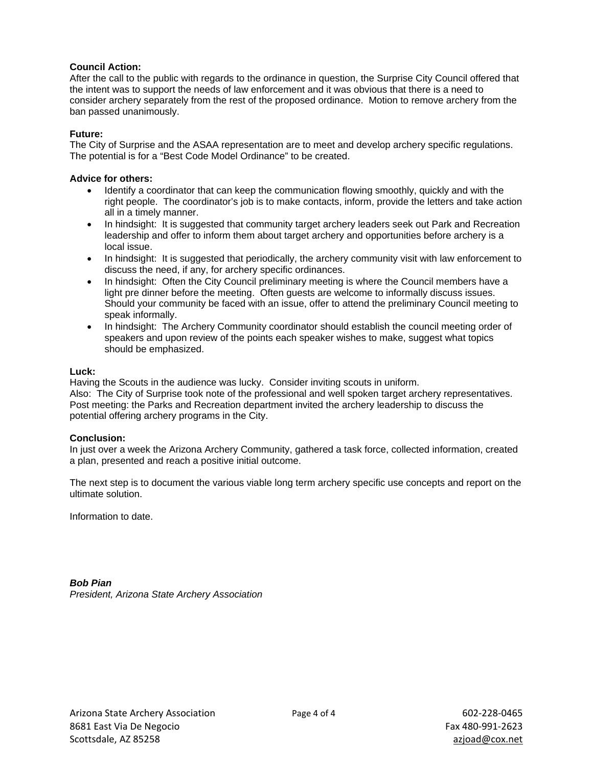**Council Action:**
After the call to the public with regards to the ordinance in question, the Surprise City Council offered that the intent was to support the needs of law enforcement and it was obvious that there is a need to consider archery separately from the rest of the proposed ordinance. Motion to remove archery from the ban passed unanimously.

**Future:**
The City of Surprise and the ASAA representation are to meet and develop archery specific regulations. The potential is for a "Best Code Model Ordinance" to be created.

**Advice for others:**

- Identify a coordinator that can keep the communication flowing smoothly, quickly and with the right people. The coordinator's job is to make contacts, inform, provide the letters and take action all in a timely manner.
- In hindsight: It is suggested that community target archery leaders seek out Park and Recreation leadership and offer to inform them about target archery and opportunities before archery is a local issue.
- In hindsight: It is suggested that periodically, the archery community visit with law enforcement to discuss the need, if any, for archery specific ordinances.
- In hindsight: Often the City Council preliminary meeting is where the Council members have a light pre dinner before the meeting. Often guests are welcome to informally discuss issues. Should your community be faced with an issue, offer to attend the preliminary Council meeting to speak informally.
- In hindsight: The Archery Community coordinator should establish the council meeting order of speakers and upon review of the points each speaker wishes to make, suggest what topics should be emphasized.

**Luck:**
Having the Scouts in the audience was lucky. Consider inviting scouts in uniform.
Also: The City of Surprise took note of the professional and well spoken target archery representatives. Post meeting: the Parks and Recreation department invited the archery leadership to discuss the potential offering archery programs in the City.

**Conclusion:**
In just over a week the Arizona Archery Community, gathered a task force, collected information, created a plan, presented and reach a positive initial outcome.

The next step is to document the various viable long term archery specific use concepts and report on the ultimate solution.

Information to date.

***Bob Pian***
*President, Arizona State Archery Association*

Arizona State Archery Association
8681 East Via De Negocio
Scottsdale, AZ 85258

602-228-0465
Fax 480-991-2623
azjoad@cox.net